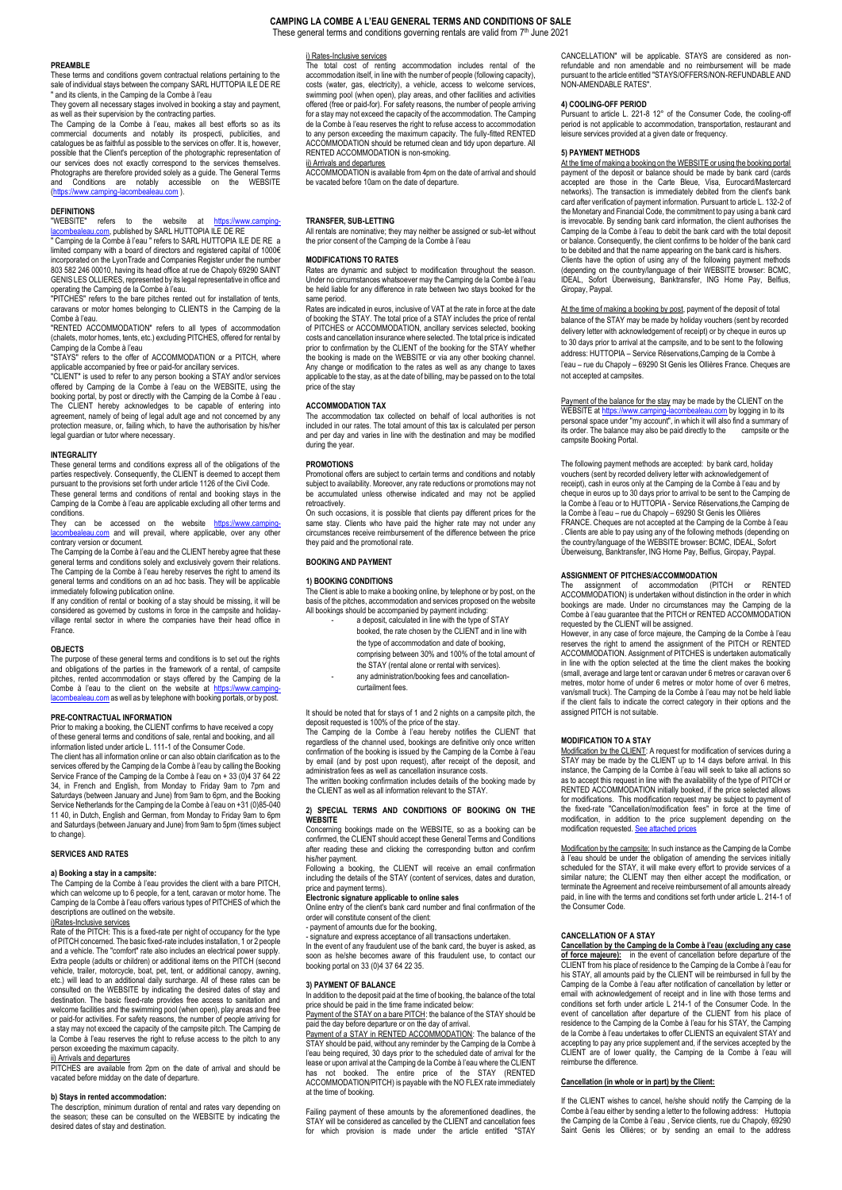# CAMPING LA COMBE A L'EAU GENERAL TERMS AND CONDITIONS OF SALE

These general terms and conditions governing rentals are valid from 7th June 2021

## PREAMBLE

These terms and conditions govern contractual relations pertaining to the sale of individual stays between the company SARL HUTTOPIA ILE DE RE " and its clients, in the Camping de la Combe à l'eau

They govern all necessary stages involved in booking a stay and payment, as well as their supervision by the contracting parties.

The Camping de la Combe à l'eau, makes all best efforts so as its commercial documents and notably its prospecti, publicities, and catalogues be as faithful as possible to the services on offer. It is, however, possible that the Client's perception of the photographic representation of our services does not exactly correspond to the services themselves. Photographs are therefore provided solely as a guide. The General Terms and Conditions are notably accessible on the WEBSITE (https://www.camping-lacombealeau.com ).

## DEFINITIONS

"WEBSITE" refers to the website at https://www.camping-lacombealeau.com, published by SARL HUTTOPIA ILE DE RE

" Camping de la Combe à l'eau " refers to SARL HUTTOPIA ILE DE RE a limited company with a board of directors and registered capital of 1000€ incorporated on the LyonTrade and Companies Register under the number 803 582 246 00010, having its head office at rue de Chapoly 69290 SAINT GENIS LES OLLIERES, represented by its legal representative in office and operating the Camping de la Combe à l'eau.

"PITCHES" refers to the bare pitches rented out for installation of tents, caravans or motor homes belonging to CLIENTS in the Camping de la Combe à l'eau.

"RENTED ACCOMMODATION" refers to all types of accommodation (chalets, motor homes, tents, etc.) excluding PITCHES, offered for rental by Camping de la Combe à l'eau

"STAYS" refers to the offer of ACCOMMODATION or a PITCH, where applicable accompanied by free or paid-for ancillary services.

"CLIENT" is used to refer to any person booking a STAY and/or services offered by Camping de la Combe à l'eau on the WEBSITE, using the booking portal, by post or directly with the Camping de la Combe à l'eau . The CLIENT hereby acknowledges to be capable of entering into agreement, namely of being of legal adult age and not concerned by any protection measure, or, failing which, to have the authorisation by his/her legal guardian or tutor where necessary.

## INTEGRALITY

These general terms and conditions express all of the obligations of the parties respectively. Consequently, the CLIENT is deemed to accept them pursuant to the provisions set forth under article 1126 of the Civil Code.

These general terms and conditions of rental and booking stays in the Camping de la Combe à l'eau are applicable excluding all other terms and conditions.

They can be accessed on the website https://www.camping-lacombealeau.com and will prevail, where applicable, over any other contrary version or document.

The Camping de la Combe à l'eau and the CLIENT hereby agree that these general terms and conditions solely and exclusively govern their relations. The Camping de la Combe à l'eau hereby reserves the right to amend its general terms and conditions on an ad hoc basis. They will be applicable immediately following publication online.

If any condition of rental or booking of a stay should be missing, it will be considered as governed by customs in force in the campsite and holiday-village rental sector in where the companies have their head office in France.

## OBJECTS

The purpose of these general terms and conditions is to set out the rights and obligations of the parties in the framework of a rental, of campsite pitches, rented accommodation or stays offered by the Camping de la Combe à l'eau to the client on the website at https://www.camping-lacombealeau.com as well as by telephone with booking portals, or by post.

## PRE-CONTRACTUAL INFORMATION

Prior to making a booking, the CLIENT confirms to have received a copy of these general terms and conditions of sale, rental and booking, and all information listed under article L. 111-1 of the Consumer Code.

The client has all information online or can also obtain clarification as to the services offered by the Camping de la Combe à l'eau by calling the Booking Service France of the Camping de la Combe à l'eau on + 33 (0)4 37 64 22 34, in French and English, from Monday to Friday 9am to 7pm and Saturdays (between January and June) from 9am to 6pm, and the Booking Service Netherlands for the Camping de la Combe à l'eau on +31 (0)85-040 11 40, in Dutch, English and German, from Monday to Friday 9am to 6pm and Saturdays (between January and June) from 9am to 5pm (times subject to change).

## SERVICES AND RATES

### a) Booking a stay in a campsite:

The Camping de la Combe à l'eau provides the client with a bare PITCH, which can welcome up to 6 people, for a tent, caravan or motor home. The Camping de la Combe à l'eau offers various types of PITCHES of which the descriptions are outlined on the website.

i)Rates-inclusive services

Rate of the PITCH: This is a fixed-rate per night of occupancy for the type of PITCH concerned. The basic fixed-rate includes installation, 1 or 2 people and a vehicle. The "comfort" rate also includes an electrical power supply. Extra people (adults or children) or additional items on the PITCH (second vehicle, trailer, motorcycle, boat, pet, tent, or additional canopy, awning, etc.) will lead to an additional daily surcharge. All of these rates can be consulted on the WEBSITE by indicating the desired dates of stay and destination. The basic fixed-rate provides free access to sanitation and welcome facilities and the swimming pool (when open), play areas and free or paid-for activities. For safety reasons, the number of people arriving for a stay may not exceed the capacity of the campsite pitch. The Camping de la Combe à l'eau reserves the right to refuse access to the pitch to any person exceeding the maximum capacity.

ii) Arrivals and departures

PITCHES are available from 2pm on the date of arrival and should be vacated before midday on the date of departure.

### b) Stays in rented accommodation:

The description, minimum duration of rental and rates vary depending on the season; these can be consulted on the WEBSITE by indicating the desired dates of stay and destination.

i) Rates-inclusive services

The total cost of renting accommodation includes rental of the accommodation itself, in line with the number of people (following capacity), costs (water, gas, electricity), a vehicle, access to welcome services, swimming pool (when open), play areas, and other facilities and activities offered (free or paid-for). For safety reasons, the number of people arriving for a stay may not exceed the capacity of the accommodation. The Camping de la Combe à l'eau reserves the right to refuse access to accommodation to any person exceeding the maximum capacity. The fully-fitted RENTED ACCOMMODATION should be returned clean and tidy upon departure. All RENTED ACCOMMODATION is non-smoking.

ii) Arrivals and departures

ACCOMMODATION is available from 4pm on the date of arrival and should be vacated before 10am on the date of departure.

## TRANSFER, SUB-LETTING

All rentals are nominative; they may neither be assigned or sub-let without the prior consent of the Camping de la Combe à l'eau

## MODIFICATIONS TO RATES

Rates are dynamic and subject to modification throughout the season. Under no circumstances whatsoever may the Camping de la Combe à l'eau be held liable for any difference in rate between two stays booked for the same period.

Rates are indicated in euros, inclusive of VAT at the rate in force at the date of booking the STAY. The total price of a STAY includes the price of rental of PITCHES or ACCOMMODATION, ancillary services selected, booking costs and cancellation insurance where selected. The total price is indicated prior to confirmation by the CLIENT of the booking for the STAY whether the booking is made on the WEBSITE or via any other booking channel. Any change or modification to the rates as well as any change to taxes applicable to the stay, as at the date of billing, may be passed on to the total price of the stay

## ACCOMMODATION TAX

The accommodation tax collected on behalf of local authorities is not included in our rates. The total amount of this tax is calculated per person and per day and varies in line with the destination and may be modified during the year.

## PROMOTIONS

Promotional offers are subject to certain terms and conditions and notably subject to availability. Moreover, any rate reductions or promotions may not be accumulated unless otherwise indicated and may not be applied retroactively.

On such occasions, it is possible that clients pay different prices for the same stay. Clients who have paid the higher rate may not under any circumstances receive reimbursement of the difference between the price they paid and the promotional rate.

## BOOKING AND PAYMENT

### 1) BOOKING CONDITIONS

The Client is able to make a booking online, by telephone or by post, on the basis of the pitches, accommodation and services proposed on the website All bookings should be accompanied by payment including:

- a deposit, calculated in line with the type of STAY booked, the rate chosen by the CLIENT and in line with the type of accommodation and date of booking, comprising between 30% and 100% of the total amount of the STAY (rental alone or rental with services).
- any administration/booking fees and cancellation-curtailment fees.

It should be noted that for stays of 1 and 2 nights on a campsite pitch, the deposit requested is 100% of the price of the stay.

The Camping de la Combe à l'eau hereby notifies the CLIENT that regardless of the channel used, bookings are definitive only once written confirmation of the booking is issued by the Camping de la Combe à l'eau by email (and by post upon request), after receipt of the deposit, and administration fees as well as cancellation insurance costs.

The written booking confirmation includes details of the booking made by the CLIENT as well as all information relevant to the STAY.

### 2) SPECIAL TERMS AND CONDITIONS OF BOOKING ON THE WEBSITE

Concerning bookings made on the WEBSITE, so as a booking can be confirmed, the CLIENT should accept these General Terms and Conditions after reading these and clicking the corresponding button and confirm his/her payment.

Following a booking, the CLIENT will receive an email confirmation including the details of the STAY (content of services, dates and duration, price and payment terms).

**Electronic signature applicable to online sales**

Online entry of the client's bank card number and final confirmation of the order will constitute consent of the client:

- payment of amounts due for the booking,
- signature and express acceptance of all transactions undertaken.

In the event of any fraudulent use of the bank card, the buyer is asked, as soon as he/she becomes aware of this fraudulent use, to contact our booking portal on 33 (0)4 37 64 22 35.

### 3) PAYMENT OF BALANCE

In addition to the deposit paid at the time of booking, the balance of the total price should be paid in the time frame indicated below:

Payment of the STAY on a bare PITCH: the balance of the STAY should be paid the day before departure or on the day of arrival.

Payment of a STAY in RENTED ACCOMMODATION: The balance of the STAY should be paid, without any reminder by the Camping de la Combe à l'eau being required, 30 days prior to the scheduled date of arrival for the lease or upon arrival at the Camping de la Combe à l'eau where the CLIENT has not booked. The entire price of the STAY (RENTED ACCOMMODATION/PITCH) is payable with the NO FLEX rate immediately at the time of booking.

Failing payment of these amounts by the aforementioned deadlines, the STAY will be considered as cancelled by the CLIENT and cancellation fees for which provision is made under the article entitled "STAY CANCELLATION" will be applicable. STAYS are considered as non-refundable and non amendable and no reimbursement will be made pursuant to the article entitled "STAYS/OFFERS/NON-REFUNDABLE AND NON-AMENDABLE RATES".

### 4) COOLING-OFF PERIOD

Pursuant to article L. 221-8 12° of the Consumer Code, the cooling-off period is not applicable to accommodation, transportation, restaurant and leisure services provided at a given date or frequency.

### 5) PAYMENT METHODS

At the time of making a booking on the WEBSITE or using the booking portal payment of the deposit or balance should be made by bank card (cards accepted are those in the Carte Bleue, Visa, Eurocard/Mastercard networks). The transaction is immediately debited from the client's bank card after verification of payment information. Pursuant to article L. 132-2 of the Monetary and Financial Code, the commitment to pay using a bank card is irrevocable. By sending bank card information, the client authorises the Camping de la Combe à l'eau to debit the bank card with the total deposit or balance. Consequently, the client confirms to be the holder of the bank card to be debited and that the name appearing on the bank card is his/hers. Clients have the option of using any of the following payment methods (depending on the country/language of their WEBSITE browser: BCMC, IDEAL, Sofort Überweisung, Banktransfer, ING Home Pay, Belfius, Giropay, Paypal.

At the time of making a booking by post, payment of the deposit of total balance of the STAY may be made by holiday vouchers (sent by recorded delivery letter with acknowledgement of receipt) or by cheque in euros up to 30 days prior to arrival at the campsite, and to be sent to the following address: HUTTOPIA – Service Réservations,Camping de la Combe à l'eau – rue du Chapoly – 69290 St Genis les Ollières France. Cheques are not accepted at campsites.

Payment of the balance for the stay may be made by the CLIENT on the WEBSITE at https://www.camping-lacombealeau.com by logging in to its personal space under "my account", in which it will also find a summary of its order. The balance may also be paid directly to the campsite or the campsite Booking Portal.

The following payment methods are accepted: by bank card, holiday vouchers (sent by recorded delivery letter with acknowledgement of receipt), cash in euros only at the Camping de la Combe à l'eau and by cheque in euros up to 30 days prior to arrival to be sent to the Camping de la Combe à l'eau or to HUTTOPIA - Service Réservations,the Camping de la Combe à l'eau – rue du Chapoly – 69290 St Genis les Ollières FRANCE. Cheques are not accepted at the Camping de la Combe à l'eau . Clients are able to pay using any of the following methods (depending on the country/language of the WEBSITE browser: BCMC, IDEAL, Sofort Überweisung, Banktransfer, ING Home Pay, Belfius, Giropay, Paypal.

## ASSIGNMENT OF PITCHES/ACCOMMODATION

The assignment of accommodation (PITCH or RENTED ACCOMMODATION) is undertaken without distinction in the order in which bookings are made. Under no circumstances may the Camping de la Combe à l'eau guarantee that the PITCH or RENTED ACCOMMODATION requested by the CLIENT will be assigned.

However, in any case of force majeure, the Camping de la Combe à l'eau reserves the right to amend the assignment of the PITCH or RENTED ACCOMMODATION. Assignment of PITCHES is undertaken automatically in line with the option selected at the time the client makes the booking (small, average and large tent or caravan under 6 metres or caravan over 6 metres, motor home of under 6 metres or motor home of over 6 metres, van/small truck). The Camping de la Combe à l'eau may not be held liable if the client fails to indicate the correct category in their options and the assigned PITCH is not suitable.

## MODIFICATION TO A STAY

Modification by the CLIENT: A request for modification of services during a STAY may be made by the CLIENT up to 14 days before arrival. In this instance, the Camping de la Combe à l'eau will seek to take all actions so as to accept this request in line with the availability of the type of PITCH or RENTED ACCOMMODATION initially booked, if the price selected allows for modifications. This modification request may be subject to payment of the fixed-rate "Cancellation/modification fees" in force at the time of modification, in addition to the price supplement depending on the modification requested. See attached prices

Modification by the campsite: In such instance as the Camping de la Combe à l'eau should be under the obligation of amending the services initially scheduled for the STAY, it will make every effort to provide services of a similar nature; the CLIENT may then either accept the modification, or terminate the Agreement and receive reimbursement of all amounts already paid, in line with the terms and conditions set forth under article L. 214-1 of the Consumer Code.

## CANCELLATION OF A STAY

**Cancellation by the Camping de la Combe à l'eau (excluding any case of force majeure):** in the event of cancellation before departure of the CLIENT from his place of residence to the Camping de la Combe à l'eau for his STAY, all amounts paid by the CLIENT will be reimbursed in full by the Camping de la Combe à l'eau after notification of cancellation by letter or email with acknowledgement of receipt and in line with those terms and conditions set forth under article L 214-1 of the Consumer Code. In the event of cancellation after departure of the CLIENT from his place of residence to the Camping de la Combe à l'eau for his STAY, the Camping de la Combe à l'eau undertakes to offer CLIENTS an equivalent STAY and accepting to pay any price supplement and, if the services accepted by the CLIENT are of lower quality, the Camping de la Combe à l'eau will reimburse the difference.

**Cancellation (in whole or in part) by the Client:**

If the CLIENT wishes to cancel, he/she should notify the Camping de la Combe à l'eau either by sending a letter to the following address: Huttopia the Camping de la Combe à l'eau , Service clients, rue du Chapoly, 69290 Saint Genis les Ollières; or by sending an email to the address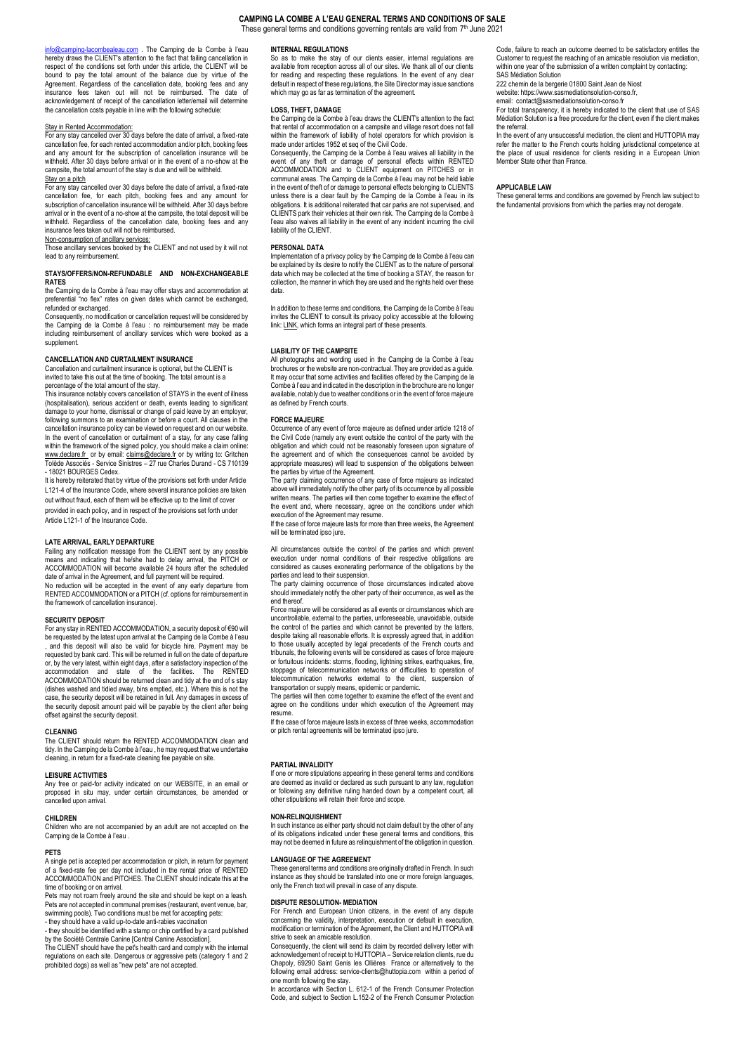# CAMPING LA COMBE A L'EAU GENERAL TERMS AND CONDITIONS OF SALE

These general terms and conditions governing rentals are valid from 7th June 2021

info@camping-lacombealeau.com . The Camping de la Combe à l'eau hereby draws the CLIENT's attention to the fact that failing cancellation in respect of the conditions set forth under this article, the CLIENT will be bound to pay the total amount of the balance due by virtue of the Agreement. Regardless of the cancellation date, booking fees and any insurance fees taken out will not be reimbursed. The date of acknowledgement of receipt of the cancellation letter/email will determine the cancellation costs payable in line with the following schedule:

Stay in Rented Accommodation:

For any stay cancelled over 30 days before the date of arrival, a fixed-rate cancellation fee, for each rented accommodation and/or pitch, booking fees and any amount for the subscription of cancellation insurance will be withheld. After 30 days before arrival or in the event of a no-show at the campsite, the total amount of the stay is due and will be withheld.

Stay on a pitch

For any stay cancelled over 30 days before the date of arrival, a fixed-rate cancellation fee, for each pitch, booking fees and any amount for subscription of cancellation insurance will be withheld. After 30 days before arrival or in the event of a no-show at the campsite, the total deposit will be withheld. Regardless of the cancellation date, booking fees and any insurance fees taken out will not be reimbursed.

Non-consumption of ancillary services:

Those ancillary services booked by the CLIENT and not used by it will not lead to any reimbursement.

## STAYS/OFFERS/NON-REFUNDABLE AND NON-EXCHANGEABLE RATES

the Camping de la Combe à l'eau may offer stays and accommodation at preferential "no flex" rates on given dates which cannot be exchanged, refunded or exchanged.

Consequently, no modification or cancellation request will be considered by the Camping de la Combe à l'eau : no reimbursement may be made including reimbursement of ancillary services which were booked as a supplement.

## CANCELLATION AND CURTAILMENT INSURANCE

Cancellation and curtailment insurance is optional, but the CLIENT is invited to take this out at the time of booking. The total amount is a percentage of the total amount of the stay.

This insurance notably covers cancellation of STAYS in the event of illness (hospitalisation), serious accident or death, events leading to significant damage to your home, dismissal or change of paid leave by an employer, following summons to an examination or before a court. All clauses in the cancellation insurance policy can be viewed on request and on our website. In the event of cancellation or curtailment of a stay, for any case falling within the framework of the signed policy, you should make a claim online: www.declare.fr or by email: claims@declare.fr or by writing to: Gritchen Tolède Associés - Service Sinistres – 27 rue Charles Durand - CS 710139 - 18021 BOURGES Cedex.

It is hereby reiterated that by virtue of the provisions set forth under Article L121-4 of the Insurance Code, where several insurance policies are taken out without fraud, each of them will be effective up to the limit of cover provided in each policy, and in respect of the provisions set forth under Article L121-1 of the Insurance Code.

## LATE ARRIVAL, EARLY DEPARTURE

Failing any notification message from the CLIENT sent by any possible means and indicating that he/she had to delay arrival, the PITCH or ACCOMMODATION will become available 24 hours after the scheduled date of arrival in the Agreement, and full payment will be required.

No reduction will be accepted in the event of any early departure from RENTED ACCOMMODATION or a PITCH (cf. options for reimbursement in the framework of cancellation insurance).

## SECURITY DEPOSIT

For any stay in RENTED ACCOMMODATION, a security deposit of €90 will be requested by the latest upon arrival at the Camping de la Combe à l'eau , and this deposit will also be valid for bicycle hire. Payment may be requested by bank card. This will be returned in full on the date of departure or, by the very latest, within eight days, after a satisfactory inspection of the accommodation and state of the facilities. The RENTED ACCOMMODATION should be returned clean and tidy at the end of s stay (dishes washed and tidied away, bins emptied, etc.). Where this is not the case, the security deposit will be retained in full. Any damages in excess of the security deposit amount paid will be payable by the client after being offset against the security deposit.

## CLEANING

The CLIENT should return the RENTED ACCOMMODATION clean and tidy. In the Camping de la Combe à l'eau , he may request that we undertake cleaning, in return for a fixed-rate cleaning fee payable on site.

## LEISURE ACTIVITIES

Any free or paid-for activity indicated on our WEBSITE, in an email or proposed in situ may, under certain circumstances, be amended or cancelled upon arrival.

## CHILDREN

Children who are not accompanied by an adult are not accepted on the Camping de la Combe à l'eau .

## PETS

A single pet is accepted per accommodation or pitch, in return for payment of a fixed-rate fee per day not included in the rental price of RENTED ACCOMMODATION and PITCHES. The CLIENT should indicate this at the time of booking or on arrival.

Pets may not roam freely around the site and should be kept on a leash. Pets are not accepted in communal premises (restaurant, event venue, bar, swimming pools). Two conditions must be met for accepting pets:

- they should have a valid up-to-date anti-rabies vaccination
- they should be identified with a stamp or chip certified by a card published by the Société Centrale Canine [Central Canine Association].

The CLIENT should have the pet's health card and comply with the internal regulations on each site. Dangerous or aggressive pets (category 1 and 2 prohibited dogs) as well as "new pets" are not accepted.

## INTERNAL REGULATIONS

So as to make the stay of our clients easier, internal regulations are available from reception across all of our sites. We thank all of our clients for reading and respecting these regulations. In the event of any clear default in respect of these regulations, the Site Director may issue sanctions which may go as far as termination of the agreement.

## LOSS, THEFT, DAMAGE

the Camping de la Combe à l'eau draws the CLIENT's attention to the fact that rental of accommodation on a campsite and village resort does not fall within the framework of liability of hotel operators for which provision is made under articles 1952 et seq of the Civil Code.

Consequently, the Camping de la Combe à l'eau waives all liability in the event of any theft or damage of personal effects within RENTED ACCOMMODATION and to CLIENT equipment on PITCHES or in communal areas. The Camping de la Combe à l'eau may not be held liable in the event of theft of or damage to personal effects belonging to CLIENTS unless there is a clear fault by the Camping de la Combe à l'eau in its obligations. It is additional reiterated that car parks are not supervised, and CLIENTS park their vehicles at their own risk. The Camping de la Combe à l'eau also waives all liability in the event of any incident incurring the civil liability of the CLIENT.

## PERSONAL DATA

Implementation of a privacy policy by the Camping de la Combe à l'eau can be explained by its desire to notify the CLIENT as to the nature of personal data which may be collected at the time of booking a STAY, the reason for collection, the manner in which they are used and the rights held over these data.

In addition to these terms and conditions, the Camping de la Combe à l'eau invites the CLIENT to consult its privacy policy accessible at the following link: LINK, which forms an integral part of these presents.

## LIABILITY OF THE CAMPSITE

All photographs and wording used in the Camping de la Combe à l'eau brochures or the website are non-contractual. They are provided as a guide. It may occur that some activities and facilities offered by the Camping de la Combe à l'eau and indicated in the description in the brochure are no longer available, notably due to weather conditions or in the event of force majeure as defined by French courts.

## FORCE MAJEURE

Occurrence of any event of force majeure as defined under article 1218 of the Civil Code (namely any event outside the control of the party with the obligation and which could not be reasonably foreseen upon signature of the agreement and of which the consequences cannot be avoided by appropriate measures) will lead to suspension of the obligations between the parties by virtue of the Agreement.

The party claiming occurrence of any case of force majeure as indicated above will immediately notify the other party of its occurrence by all possible written means. The parties will then come together to examine the effect of the event and, where necessary, agree on the conditions under which execution of the Agreement may resume.

If the case of force majeure lasts for more than three weeks, the Agreement will be terminated ipso jure.

All circumstances outside the control of the parties and which prevent execution under normal conditions of their respective obligations are considered as causes exonerating performance of the obligations by the parties and lead to their suspension.

The party claiming occurrence of those circumstances indicated above should immediately notify the other party of their occurrence, as well as the end thereof.

Force majeure will be considered as all events or circumstances which are uncontrollable, external to the parties, unforeseeable, unavoidable, outside the control of the parties and which cannot be prevented by the latters, despite taking all reasonable efforts. It is expressly agreed that, in addition to those usually accepted by legal precedents of the French courts and tribunals, the following events will be considered as cases of force majeure or fortuitous incidents: storms, flooding, lightning strikes, earthquakes, fire, stoppage of telecommunication networks or difficulties to operation of telecommunication networks external to the client, suspension of transportation or supply means, epidemic or pandemic.

The parties will then come together to examine the effect of the event and agree on the conditions under which execution of the Agreement may resume.

If the case of force majeure lasts in excess of three weeks, accommodation or pitch rental agreements will be terminated ipso jure.

## PARTIAL INVALIDITY

If one or more stipulations appearing in these general terms and conditions are deemed as invalid or declared as such pursuant to any law, regulation or following any definitive ruling handed down by a competent court, all other stipulations will retain their force and scope.

## NON-RELINQUISHMENT

In such instance as either party should not claim default by the other of any of its obligations indicated under these general terms and conditions, this may not be deemed in future as relinquishment of the obligation in question.

## LANGUAGE OF THE AGREEMENT

These general terms and conditions are originally drafted in French. In such instance as they should be translated into one or more foreign languages, only the French text will prevail in case of any dispute.

## DISPUTE RESOLUTION- MEDIATION

For French and European Union citizens, in the event of any dispute concerning the validity, interpretation, execution or default in execution, modification or termination of the Agreement, the Client and HUTTOPIA will strive to seek an amicable resolution.

Consequently, the client will send its claim by recorded delivery letter with acknowledgement of receipt to HUTTOPIA – Service relation clients, rue du Chapoly, 69290 Saint Genis les Ollières France or alternatively to the following email address: service-clients@huttopia.com within a period of one month following the stay.

In accordance with Section L. 612-1 of the French Consumer Protection Code, and subject to Section L.152-2 of the French Consumer Protection Code, failure to reach an outcome deemed to be satisfactory entitles the Customer to request the reaching of an amicable resolution via mediation, within one year of the submission of a written complaint by contacting:

SAS Médiation Solution

222 chemin de la bergerie 01800 Saint Jean de Niost

website: https://www.sasmediationsolution-conso.fr,

email: contact@sasmediationsolution-conso.fr

For total transparency, it is hereby indicated to the client that use of SAS Médiation Solution is a free procedure for the client, even if the client makes the referral.

In the event of any unsuccessful mediation, the client and HUTTOPIA may refer the matter to the French courts holding jurisdictional competence at the place of usual residence for clients residing in a European Union Member State other than France.

## APPLICABLE LAW

These general terms and conditions are governed by French law subject to the fundamental provisions from which the parties may not derogate.